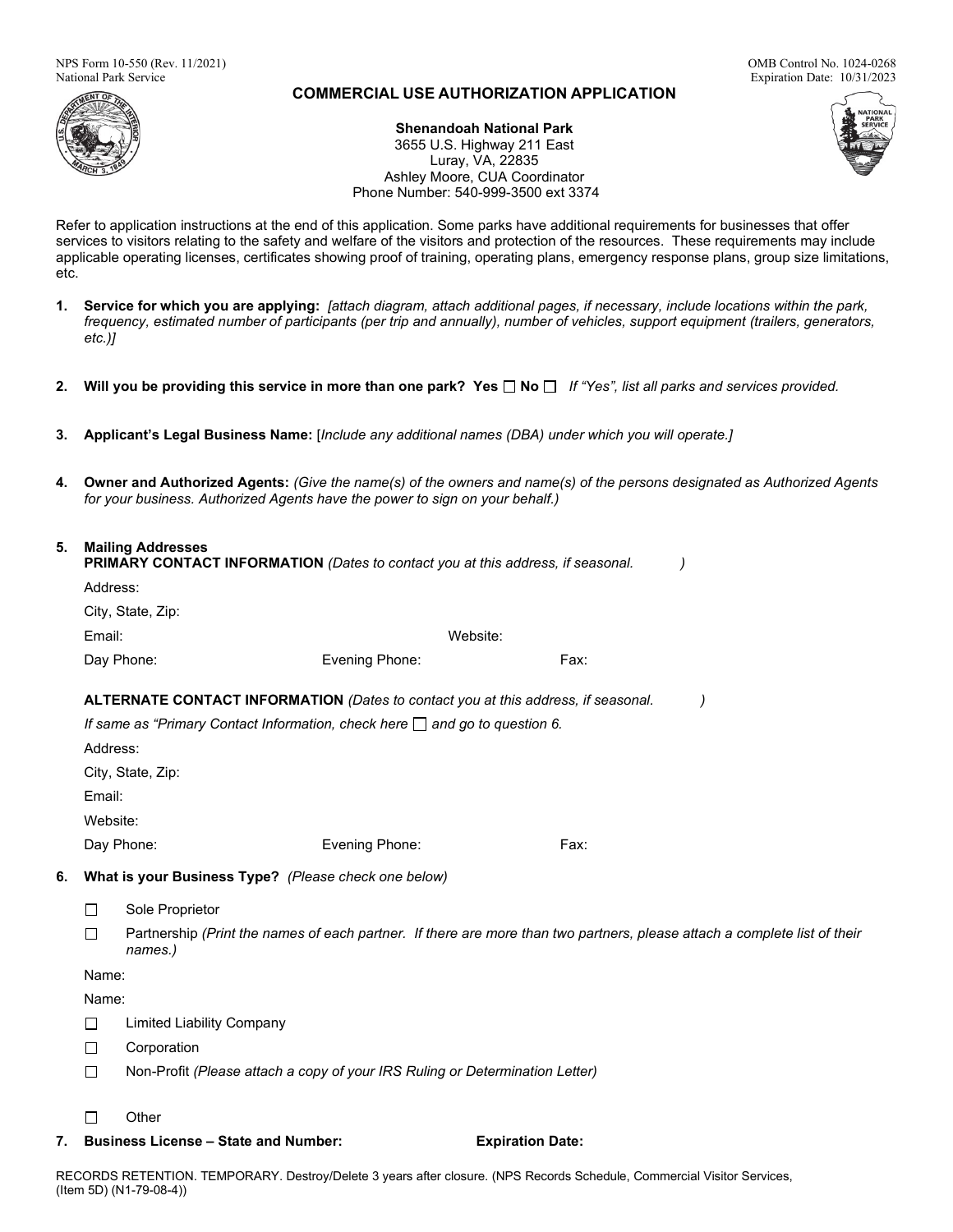NPS Form 10-550 (Rev. 11/2021)
National Park Service

OMB Control No. 1024-0268
Expiration Date: 10/31/2023

# COMMERCIAL USE AUTHORIZATION APPLICATION

**Shenandoah National Park**
3655 U.S. Highway 211 East
Luray, VA, 22835
Ashley Moore, CUA Coordinator
Phone Number: 540-999-3500 ext 3374

Refer to application instructions at the end of this application. Some parks have additional requirements for businesses that offer services to visitors relating to the safety and welfare of the visitors and protection of the resources. These requirements may include applicable operating licenses, certificates showing proof of training, operating plans, emergency response plans, group size limitations, etc.

1. **Service for which you are applying:** *[attach diagram, attach additional pages, if necessary, include locations within the park, frequency, estimated number of participants (per trip and annually), number of vehicles, support equipment (trailers, generators, etc.)]*

2. **Will you be providing this service in more than one park? Yes ☐ No ☐** *If "Yes", list all parks and services provided.*

3. **Applicant's Legal Business Name:** [*Include any additional names (DBA) under which you will operate.]*

4. **Owner and Authorized Agents:** *(Give the name(s) of the owners and name(s) of the persons designated as Authorized Agents for your business. Authorized Agents have the power to sign on your behalf.)*

5. **Mailing Addresses**
   **PRIMARY CONTACT INFORMATION** *(Dates to contact you at this address, if seasonal. )*

   Address:

   City, State, Zip:

   Email: Website:

   Day Phone: Evening Phone: Fax:

   **ALTERNATE CONTACT INFORMATION** *(Dates to contact you at this address, if seasonal. )*

   *If same as "Primary Contact Information, check here ☐ and go to question 6.*

   Address:

   City, State, Zip:

   Email:

   Website:

   Day Phone: Evening Phone: Fax:

6. **What is your Business Type?** *(Please check one below)*

   ☐ Sole Proprietor

   ☐ Partnership *(Print the names of each partner. If there are more than two partners, please attach a complete list of their names.)*

   Name:

   Name:

   ☐ Limited Liability Company

   ☐ Corporation

   ☐ Non-Profit *(Please attach a copy of your IRS Ruling or Determination Letter)*

   ☐ Other

7. **Business License – State and Number: Expiration Date:**

RECORDS RETENTION. TEMPORARY. Destroy/Delete 3 years after closure. (NPS Records Schedule, Commercial Visitor Services, (Item 5D) (N1-79-08-4))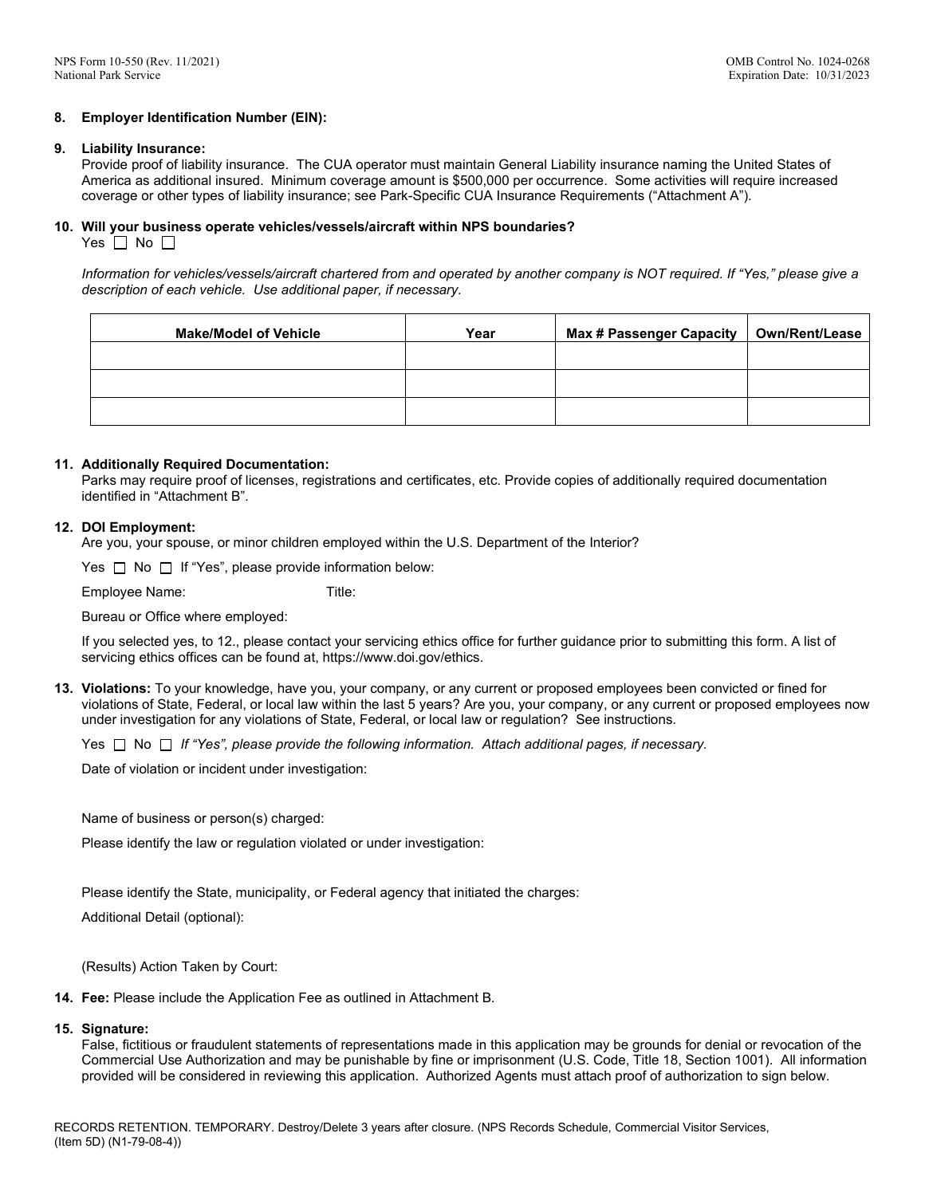**8. Employer Identification Number (EIN):**

**9. Liability Insurance:**
Provide proof of liability insurance. The CUA operator must maintain General Liability insurance naming the United States of America as additional insured. Minimum coverage amount is $500,000 per occurrence. Some activities will require increased coverage or other types of liability insurance; see Park-Specific CUA Insurance Requirements ("Attachment A").

**10. Will your business operate vehicles/vessels/aircraft within NPS boundaries?**
Yes ☐ No ☐

*Information for vehicles/vessels/aircraft chartered from and operated by another company is NOT required. If "Yes," please give a description of each vehicle. Use additional paper, if necessary.*

| Make/Model of Vehicle | Year | Max # Passenger Capacity | Own/Rent/Lease |
|---|---|---|---|
| | | | |
| | | | |
| | | | |

**11. Additionally Required Documentation:**
Parks may require proof of licenses, registrations and certificates, etc. Provide copies of additionally required documentation identified in "Attachment B".

**12. DOI Employment:**
Are you, your spouse, or minor children employed within the U.S. Department of the Interior?

Yes ☐ No ☐ If "Yes", please provide information below:

Employee Name: Title:

Bureau or Office where employed:

If you selected yes, to 12., please contact your servicing ethics office for further guidance prior to submitting this form. A list of servicing ethics offices can be found at, https://www.doi.gov/ethics.

**13. Violations:** To your knowledge, have you, your company, or any current or proposed employees been convicted or fined for violations of State, Federal, or local law within the last 5 years? Are you, your company, or any current or proposed employees now under investigation for any violations of State, Federal, or local law or regulation? See instructions.

Yes ☐ No ☐ *If "Yes", please provide the following information. Attach additional pages, if necessary.*

Date of violation or incident under investigation:

Name of business or person(s) charged:

Please identify the law or regulation violated or under investigation:

Please identify the State, municipality, or Federal agency that initiated the charges:

Additional Detail (optional):

(Results) Action Taken by Court:

**14. Fee:** Please include the Application Fee as outlined in Attachment B.

**15. Signature:**
False, fictitious or fraudulent statements of representations made in this application may be grounds for denial or revocation of the Commercial Use Authorization and may be punishable by fine or imprisonment (U.S. Code, Title 18, Section 1001). All information provided will be considered in reviewing this application. Authorized Agents must attach proof of authorization to sign below.

RECORDS RETENTION. TEMPORARY. Destroy/Delete 3 years after closure. (NPS Records Schedule, Commercial Visitor Services, (Item 5D) (N1-79-08-4))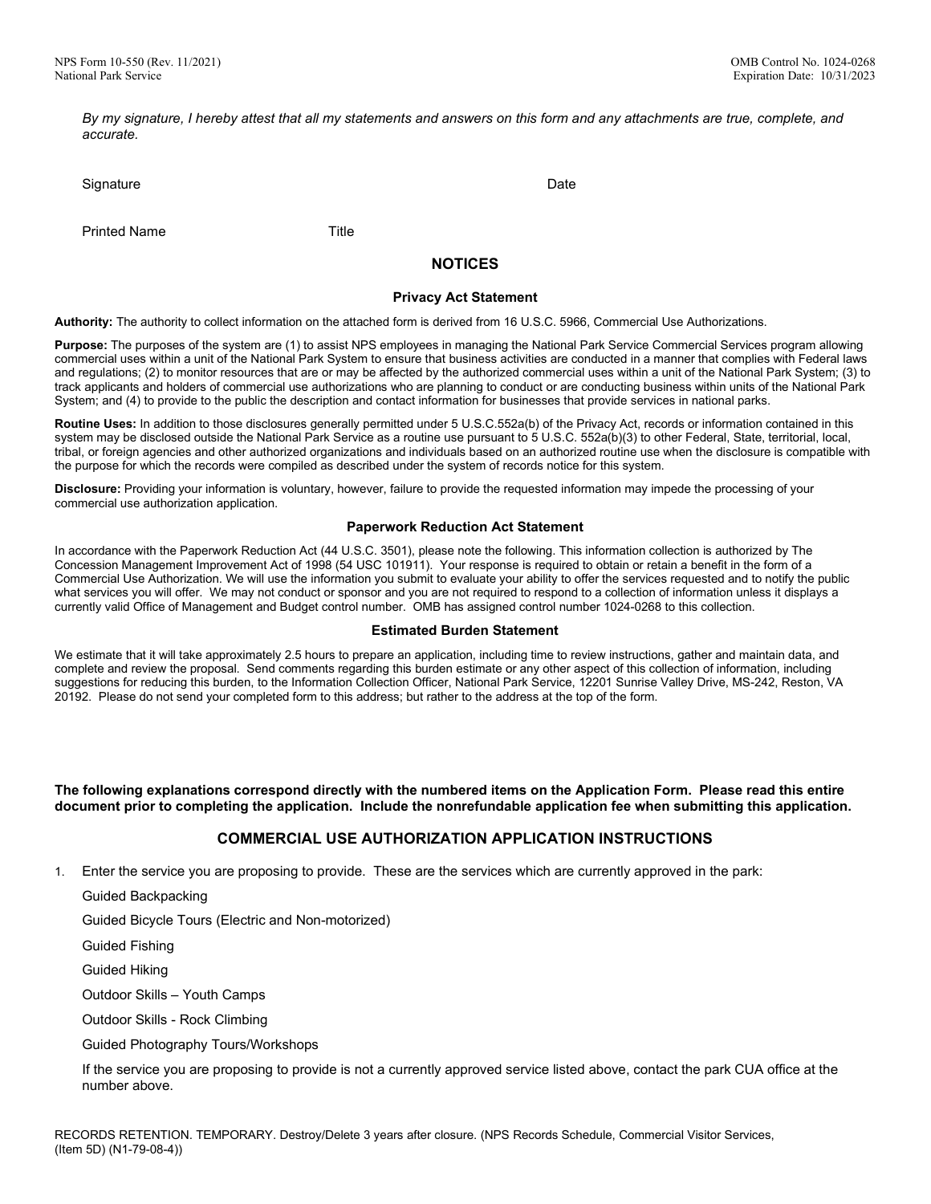*By my signature, I hereby attest that all my statements and answers on this form and any attachments are true, complete, and accurate.*

Signature | Date

Printed Name | Title

## NOTICES

### Privacy Act Statement

**Authority:** The authority to collect information on the attached form is derived from 16 U.S.C. 5966, Commercial Use Authorizations.

**Purpose:** The purposes of the system are (1) to assist NPS employees in managing the National Park Service Commercial Services program allowing commercial uses within a unit of the National Park System to ensure that business activities are conducted in a manner that complies with Federal laws and regulations; (2) to monitor resources that are or may be affected by the authorized commercial uses within a unit of the National Park System; (3) to track applicants and holders of commercial use authorizations who are planning to conduct or are conducting business within units of the National Park System; and (4) to provide to the public the description and contact information for businesses that provide services in national parks.

**Routine Uses:** In addition to those disclosures generally permitted under 5 U.S.C.552a(b) of the Privacy Act, records or information contained in this system may be disclosed outside the National Park Service as a routine use pursuant to 5 U.S.C. 552a(b)(3) to other Federal, State, territorial, local, tribal, or foreign agencies and other authorized organizations and individuals based on an authorized routine use when the disclosure is compatible with the purpose for which the records were compiled as described under the system of records notice for this system.

**Disclosure:** Providing your information is voluntary, however, failure to provide the requested information may impede the processing of your commercial use authorization application.

### Paperwork Reduction Act Statement

In accordance with the Paperwork Reduction Act (44 U.S.C. 3501), please note the following. This information collection is authorized by The Concession Management Improvement Act of 1998 (54 USC 101911). Your response is required to obtain or retain a benefit in the form of a Commercial Use Authorization. We will use the information you submit to evaluate your ability to offer the services requested and to notify the public what services you will offer. We may not conduct or sponsor and you are not required to respond to a collection of information unless it displays a currently valid Office of Management and Budget control number. OMB has assigned control number 1024-0268 to this collection.

### Estimated Burden Statement

We estimate that it will take approximately 2.5 hours to prepare an application, including time to review instructions, gather and maintain data, and complete and review the proposal. Send comments regarding this burden estimate or any other aspect of this collection of information, including suggestions for reducing this burden, to the Information Collection Officer, National Park Service, 12201 Sunrise Valley Drive, MS-242, Reston, VA 20192. Please do not send your completed form to this address; but rather to the address at the top of the form.

**The following explanations correspond directly with the numbered items on the Application Form. Please read this entire document prior to completing the application. Include the nonrefundable application fee when submitting this application.**

## COMMERCIAL USE AUTHORIZATION APPLICATION INSTRUCTIONS

1. Enter the service you are proposing to provide. These are the services which are currently approved in the park:

   Guided Backpacking

   Guided Bicycle Tours (Electric and Non-motorized)

   Guided Fishing

   Guided Hiking

   Outdoor Skills – Youth Camps

   Outdoor Skills - Rock Climbing

   Guided Photography Tours/Workshops

   If the service you are proposing to provide is not a currently approved service listed above, contact the park CUA office at the number above.

RECORDS RETENTION. TEMPORARY. Destroy/Delete 3 years after closure. (NPS Records Schedule, Commercial Visitor Services, (Item 5D) (N1-79-08-4))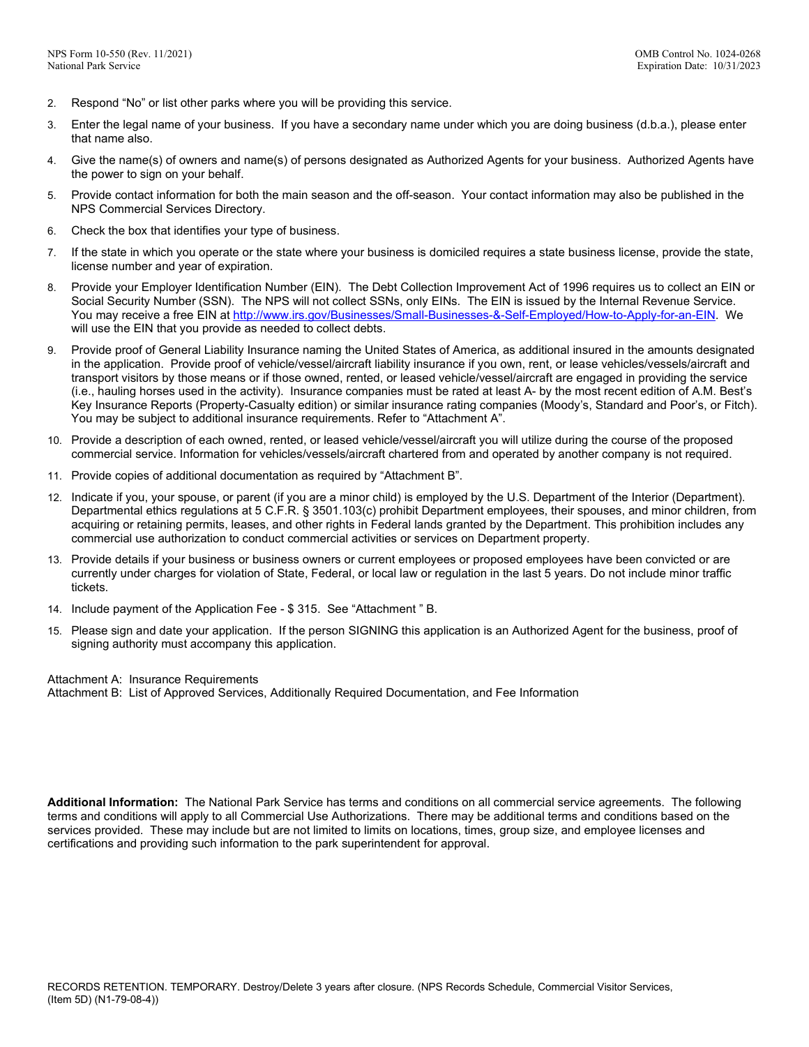2. Respond "No" or list other parks where you will be providing this service.
3. Enter the legal name of your business. If you have a secondary name under which you are doing business (d.b.a.), please enter that name also.
4. Give the name(s) of owners and name(s) of persons designated as Authorized Agents for your business. Authorized Agents have the power to sign on your behalf.
5. Provide contact information for both the main season and the off-season. Your contact information may also be published in the NPS Commercial Services Directory.
6. Check the box that identifies your type of business.
7. If the state in which you operate or the state where your business is domiciled requires a state business license, provide the state, license number and year of expiration.
8. Provide your Employer Identification Number (EIN). The Debt Collection Improvement Act of 1996 requires us to collect an EIN or Social Security Number (SSN). The NPS will not collect SSNs, only EINs. The EIN is issued by the Internal Revenue Service. You may receive a free EIN at [http://www.irs.gov/Businesses/Small-Businesses-&-Self-Employed/How-to-Apply-for-an-EIN](http://www.irs.gov/Businesses/Small-Businesses-&-Self-Employed/How-to-Apply-for-an-EIN). We will use the EIN that you provide as needed to collect debts.
9. Provide proof of General Liability Insurance naming the United States of America, as additional insured in the amounts designated in the application. Provide proof of vehicle/vessel/aircraft liability insurance if you own, rent, or lease vehicles/vessels/aircraft and transport visitors by those means or if those owned, rented, or leased vehicle/vessel/aircraft are engaged in providing the service (i.e., hauling horses used in the activity). Insurance companies must be rated at least A- by the most recent edition of A.M. Best's Key Insurance Reports (Property-Casualty edition) or similar insurance rating companies (Moody's, Standard and Poor's, or Fitch). You may be subject to additional insurance requirements. Refer to "Attachment A".
10. Provide a description of each owned, rented, or leased vehicle/vessel/aircraft you will utilize during the course of the proposed commercial service. Information for vehicles/vessels/aircraft chartered from and operated by another company is not required.
11. Provide copies of additional documentation as required by "Attachment B".
12. Indicate if you, your spouse, or parent (if you are a minor child) is employed by the U.S. Department of the Interior (Department). Departmental ethics regulations at 5 C.F.R. § 3501.103(c) prohibit Department employees, their spouses, and minor children, from acquiring or retaining permits, leases, and other rights in Federal lands granted by the Department. This prohibition includes any commercial use authorization to conduct commercial activities or services on Department property.
13. Provide details if your business or business owners or current employees or proposed employees have been convicted or are currently under charges for violation of State, Federal, or local law or regulation in the last 5 years. Do not include minor traffic tickets.
14. Include payment of the Application Fee - $ 315. See "Attachment " B.
15. Please sign and date your application. If the person SIGNING this application is an Authorized Agent for the business, proof of signing authority must accompany this application.

Attachment A: Insurance Requirements
Attachment B: List of Approved Services, Additionally Required Documentation, and Fee Information

**Additional Information:** The National Park Service has terms and conditions on all commercial service agreements. The following terms and conditions will apply to all Commercial Use Authorizations. There may be additional terms and conditions based on the services provided. These may include but are not limited to limits on locations, times, group size, and employee licenses and certifications and providing such information to the park superintendent for approval.

RECORDS RETENTION. TEMPORARY. Destroy/Delete 3 years after closure. (NPS Records Schedule, Commercial Visitor Services, (Item 5D) (N1-79-08-4))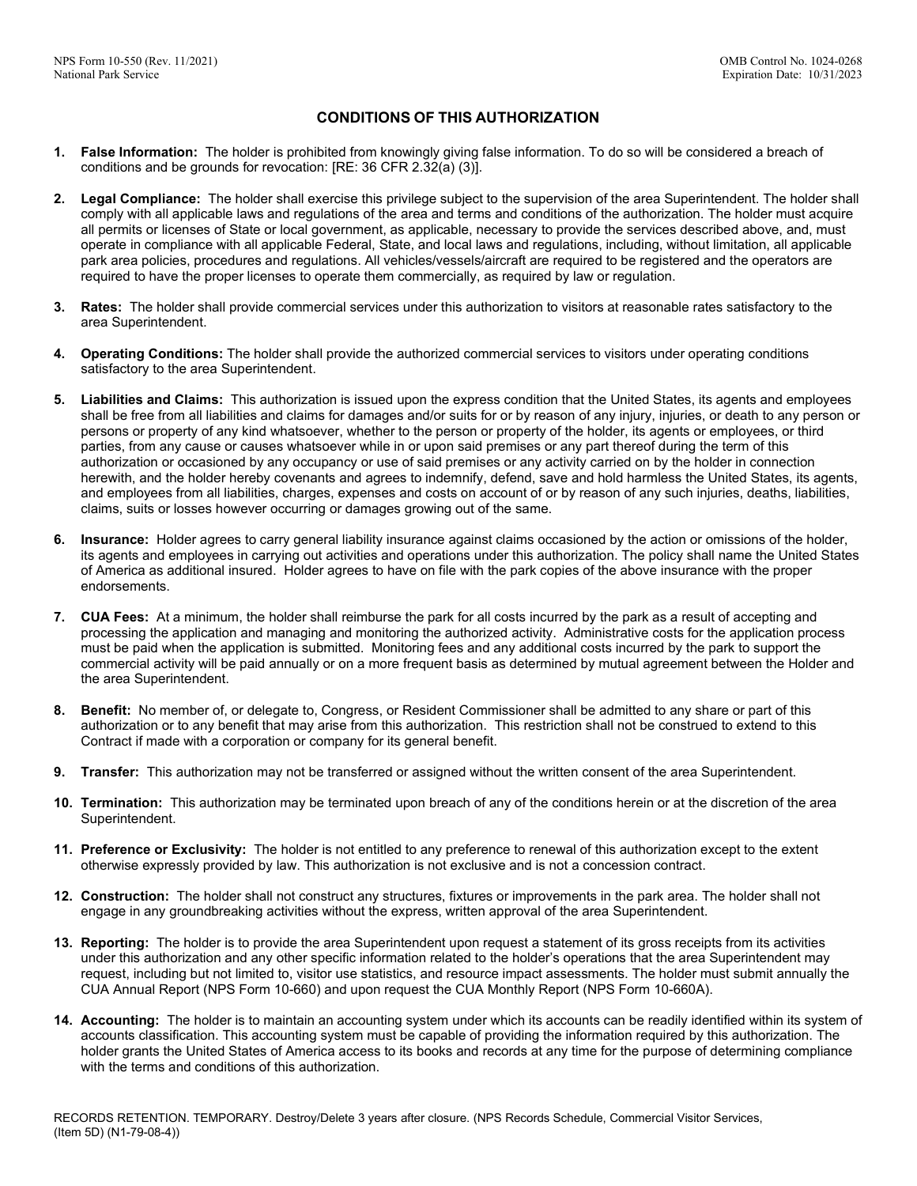## CONDITIONS OF THIS AUTHORIZATION

1. **False Information:** The holder is prohibited from knowingly giving false information. To do so will be considered a breach of conditions and be grounds for revocation: [RE: 36 CFR 2.32(a) (3)].

2. **Legal Compliance:** The holder shall exercise this privilege subject to the supervision of the area Superintendent. The holder shall comply with all applicable laws and regulations of the area and terms and conditions of the authorization. The holder must acquire all permits or licenses of State or local government, as applicable, necessary to provide the services described above, and, must operate in compliance with all applicable Federal, State, and local laws and regulations, including, without limitation, all applicable park area policies, procedures and regulations. All vehicles/vessels/aircraft are required to be registered and the operators are required to have the proper licenses to operate them commercially, as required by law or regulation.

3. **Rates:** The holder shall provide commercial services under this authorization to visitors at reasonable rates satisfactory to the area Superintendent.

4. **Operating Conditions:** The holder shall provide the authorized commercial services to visitors under operating conditions satisfactory to the area Superintendent.

5. **Liabilities and Claims:** This authorization is issued upon the express condition that the United States, its agents and employees shall be free from all liabilities and claims for damages and/or suits for or by reason of any injury, injuries, or death to any person or persons or property of any kind whatsoever, whether to the person or property of the holder, its agents or employees, or third parties, from any cause or causes whatsoever while in or upon said premises or any part thereof during the term of this authorization or occasioned by any occupancy or use of said premises or any activity carried on by the holder in connection herewith, and the holder hereby covenants and agrees to indemnify, defend, save and hold harmless the United States, its agents, and employees from all liabilities, charges, expenses and costs on account of or by reason of any such injuries, deaths, liabilities, claims, suits or losses however occurring or damages growing out of the same.

6. **Insurance:** Holder agrees to carry general liability insurance against claims occasioned by the action or omissions of the holder, its agents and employees in carrying out activities and operations under this authorization. The policy shall name the United States of America as additional insured. Holder agrees to have on file with the park copies of the above insurance with the proper endorsements.

7. **CUA Fees:** At a minimum, the holder shall reimburse the park for all costs incurred by the park as a result of accepting and processing the application and managing and monitoring the authorized activity. Administrative costs for the application process must be paid when the application is submitted. Monitoring fees and any additional costs incurred by the park to support the commercial activity will be paid annually or on a more frequent basis as determined by mutual agreement between the Holder and the area Superintendent.

8. **Benefit:** No member of, or delegate to, Congress, or Resident Commissioner shall be admitted to any share or part of this authorization or to any benefit that may arise from this authorization. This restriction shall not be construed to extend to this Contract if made with a corporation or company for its general benefit.

9. **Transfer:** This authorization may not be transferred or assigned without the written consent of the area Superintendent.

10. **Termination:** This authorization may be terminated upon breach of any of the conditions herein or at the discretion of the area Superintendent.

11. **Preference or Exclusivity:** The holder is not entitled to any preference to renewal of this authorization except to the extent otherwise expressly provided by law. This authorization is not exclusive and is not a concession contract.

12. **Construction:** The holder shall not construct any structures, fixtures or improvements in the park area. The holder shall not engage in any groundbreaking activities without the express, written approval of the area Superintendent.

13. **Reporting:** The holder is to provide the area Superintendent upon request a statement of its gross receipts from its activities under this authorization and any other specific information related to the holder's operations that the area Superintendent may request, including but not limited to, visitor use statistics, and resource impact assessments. The holder must submit annually the CUA Annual Report (NPS Form 10-660) and upon request the CUA Monthly Report (NPS Form 10-660A).

14. **Accounting:** The holder is to maintain an accounting system under which its accounts can be readily identified within its system of accounts classification. This accounting system must be capable of providing the information required by this authorization. The holder grants the United States of America access to its books and records at any time for the purpose of determining compliance with the terms and conditions of this authorization.

RECORDS RETENTION. TEMPORARY. Destroy/Delete 3 years after closure. (NPS Records Schedule, Commercial Visitor Services, (Item 5D) (N1-79-08-4))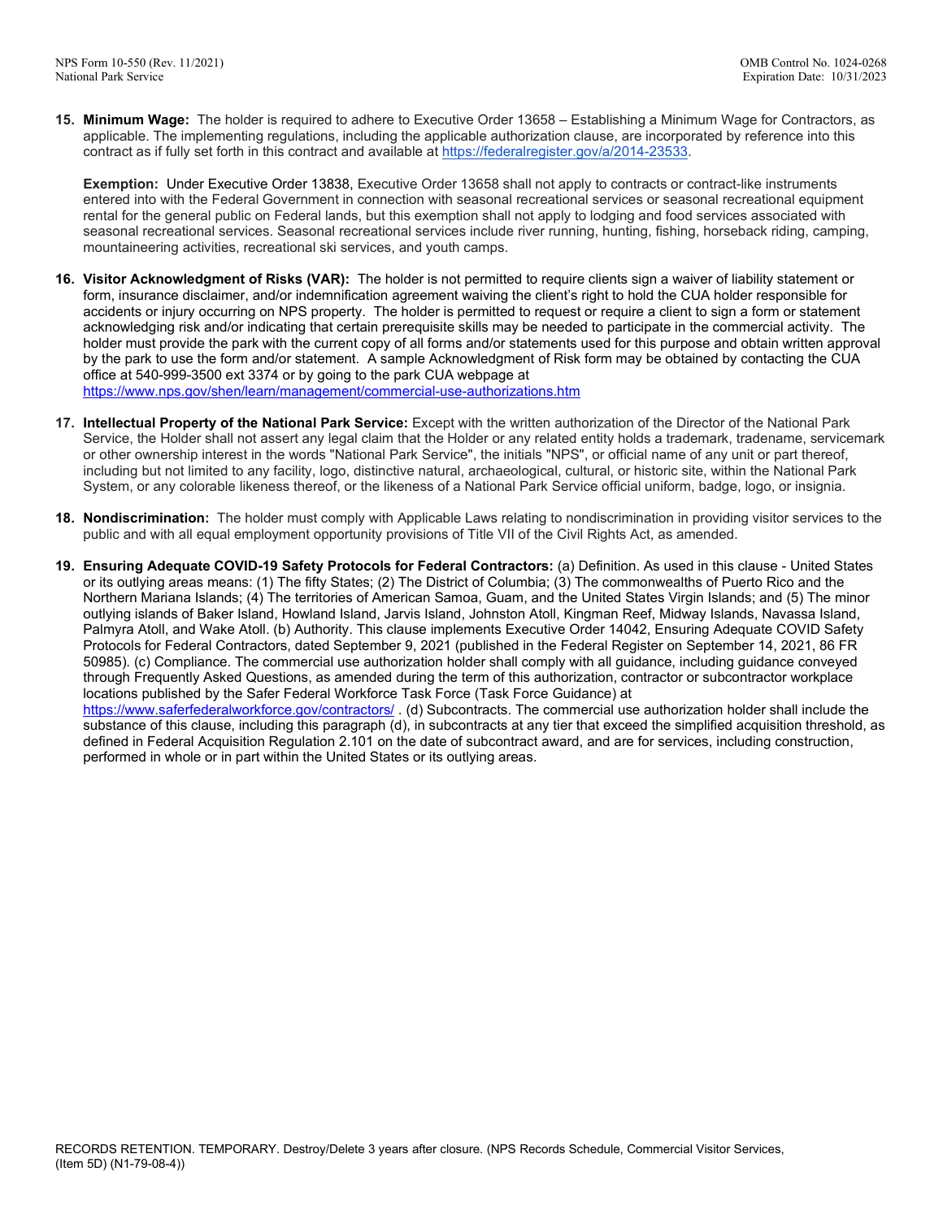15. **Minimum Wage:** The holder is required to adhere to Executive Order 13658 – Establishing a Minimum Wage for Contractors, as applicable. The implementing regulations, including the applicable authorization clause, are incorporated by reference into this contract as if fully set forth in this contract and available at https://federalregister.gov/a/2014-23533.

    **Exemption:** Under Executive Order 13838, Executive Order 13658 shall not apply to contracts or contract-like instruments entered into with the Federal Government in connection with seasonal recreational services or seasonal recreational equipment rental for the general public on Federal lands, but this exemption shall not apply to lodging and food services associated with seasonal recreational services. Seasonal recreational services include river running, hunting, fishing, horseback riding, camping, mountaineering activities, recreational ski services, and youth camps.

16. **Visitor Acknowledgment of Risks (VAR):** The holder is not permitted to require clients sign a waiver of liability statement or form, insurance disclaimer, and/or indemnification agreement waiving the client's right to hold the CUA holder responsible for accidents or injury occurring on NPS property. The holder is permitted to request or require a client to sign a form or statement acknowledging risk and/or indicating that certain prerequisite skills may be needed to participate in the commercial activity. The holder must provide the park with the current copy of all forms and/or statements used for this purpose and obtain written approval by the park to use the form and/or statement. A sample Acknowledgment of Risk form may be obtained by contacting the CUA office at 540-999-3500 ext 3374 or by going to the park CUA webpage at https://www.nps.gov/shen/learn/management/commercial-use-authorizations.htm

17. **Intellectual Property of the National Park Service:** Except with the written authorization of the Director of the National Park Service, the Holder shall not assert any legal claim that the Holder or any related entity holds a trademark, tradename, servicemark or other ownership interest in the words "National Park Service", the initials "NPS", or official name of any unit or part thereof, including but not limited to any facility, logo, distinctive natural, archaeological, cultural, or historic site, within the National Park System, or any colorable likeness thereof, or the likeness of a National Park Service official uniform, badge, logo, or insignia.

18. **Nondiscrimination:** The holder must comply with Applicable Laws relating to nondiscrimination in providing visitor services to the public and with all equal employment opportunity provisions of Title VII of the Civil Rights Act, as amended.

19. **Ensuring Adequate COVID-19 Safety Protocols for Federal Contractors:** (a) Definition. As used in this clause - United States or its outlying areas means: (1) The fifty States; (2) The District of Columbia; (3) The commonwealths of Puerto Rico and the Northern Mariana Islands; (4) The territories of American Samoa, Guam, and the United States Virgin Islands; and (5) The minor outlying islands of Baker Island, Howland Island, Jarvis Island, Johnston Atoll, Kingman Reef, Midway Islands, Navassa Island, Palmyra Atoll, and Wake Atoll. (b) Authority. This clause implements Executive Order 14042, Ensuring Adequate COVID Safety Protocols for Federal Contractors, dated September 9, 2021 (published in the Federal Register on September 14, 2021, 86 FR 50985). (c) Compliance. The commercial use authorization holder shall comply with all guidance, including guidance conveyed through Frequently Asked Questions, as amended during the term of this authorization, contractor or subcontractor workplace locations published by the Safer Federal Workforce Task Force (Task Force Guidance) at https://www.saferfederalworkforce.gov/contractors/ . (d) Subcontracts. The commercial use authorization holder shall include the substance of this clause, including this paragraph (d), in subcontracts at any tier that exceed the simplified acquisition threshold, as defined in Federal Acquisition Regulation 2.101 on the date of subcontract award, and are for services, including construction, performed in whole or in part within the United States or its outlying areas.

RECORDS RETENTION. TEMPORARY. Destroy/Delete 3 years after closure. (NPS Records Schedule, Commercial Visitor Services, (Item 5D) (N1-79-08-4))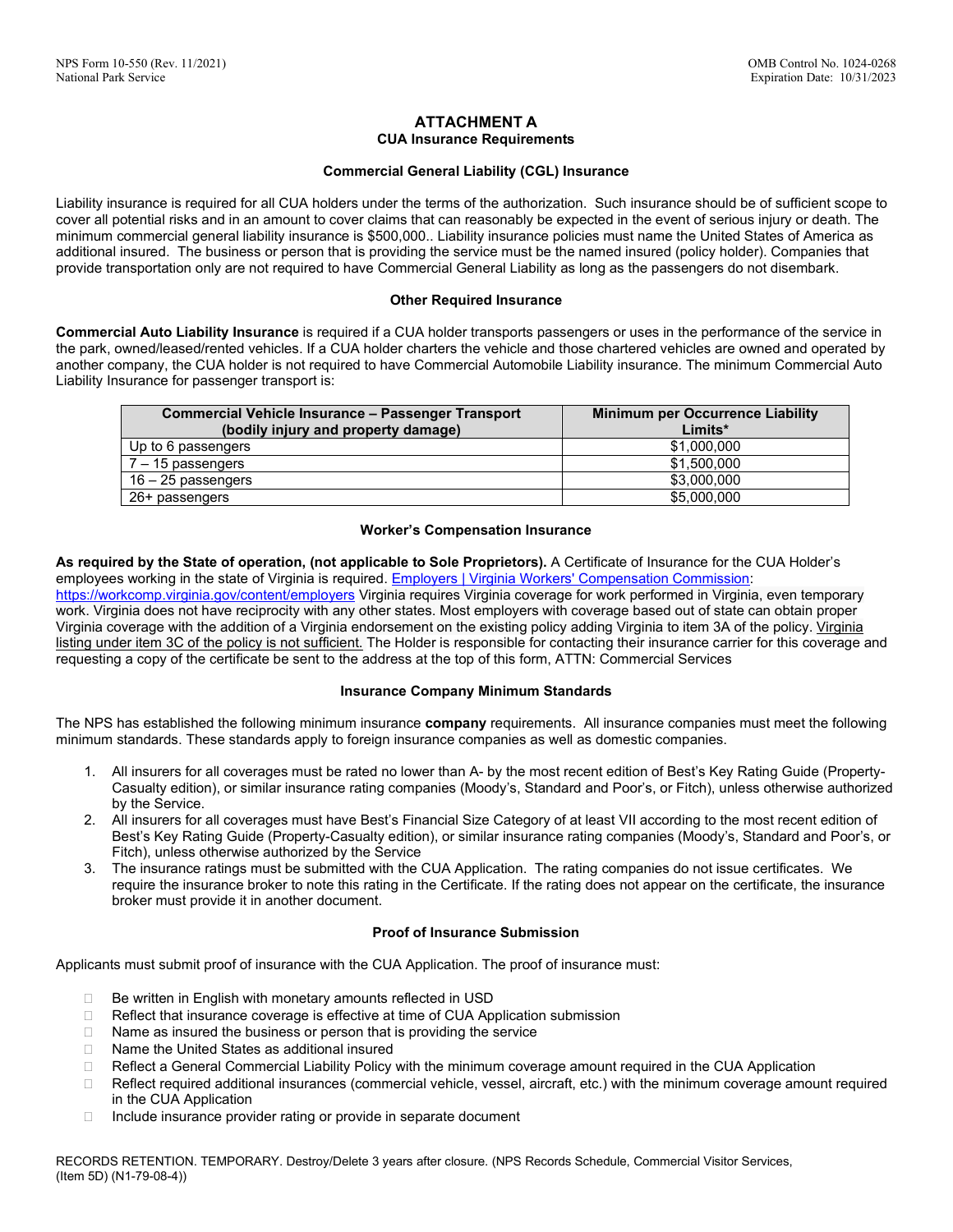# ATTACHMENT A
## CUA Insurance Requirements

### Commercial General Liability (CGL) Insurance

Liability insurance is required for all CUA holders under the terms of the authorization. Such insurance should be of sufficient scope to cover all potential risks and in an amount to cover claims that can reasonably be expected in the event of serious injury or death. The minimum commercial general liability insurance is $500,000.. Liability insurance policies must name the United States of America as additional insured. The business or person that is providing the service must be the named insured (policy holder). Companies that provide transportation only are not required to have Commercial General Liability as long as the passengers do not disembark.

### Other Required Insurance

**Commercial Auto Liability Insurance** is required if a CUA holder transports passengers or uses in the performance of the service in the park, owned/leased/rented vehicles. If a CUA holder charters the vehicle and those chartered vehicles are owned and operated by another company, the CUA holder is not required to have Commercial Automobile Liability insurance. The minimum Commercial Auto Liability Insurance for passenger transport is:

| Commercial Vehicle Insurance – Passenger Transport (bodily injury and property damage) | Minimum per Occurrence Liability Limits* |
|---|---|
| Up to 6 passengers | $1,000,000 |
| 7 – 15 passengers | $1,500,000 |
| 16 – 25 passengers | $3,000,000 |
| 26+ passengers | $5,000,000 |

### Worker's Compensation Insurance

**As required by the State of operation, (not applicable to Sole Proprietors).** A Certificate of Insurance for the CUA Holder's employees working in the state of Virginia is required. [Employers | Virginia Workers' Compensation Commission](https://workcomp.virginia.gov/content/employers): https://workcomp.virginia.gov/content/employers Virginia requires Virginia coverage for work performed in Virginia, even temporary work. Virginia does not have reciprocity with any other states. Most employers with coverage based out of state can obtain proper Virginia coverage with the addition of a Virginia endorsement on the existing policy adding Virginia to item 3A of the policy. <u>Virginia listing under item 3C of the policy is not sufficient.</u> The Holder is responsible for contacting their insurance carrier for this coverage and requesting a copy of the certificate be sent to the address at the top of this form, ATTN: Commercial Services

### Insurance Company Minimum Standards

The NPS has established the following minimum insurance **company** requirements. All insurance companies must meet the following minimum standards. These standards apply to foreign insurance companies as well as domestic companies.

1. All insurers for all coverages must be rated no lower than A- by the most recent edition of Best's Key Rating Guide (Property-Casualty edition), or similar insurance rating companies (Moody's, Standard and Poor's, or Fitch), unless otherwise authorized by the Service.
2. All insurers for all coverages must have Best's Financial Size Category of at least VII according to the most recent edition of Best's Key Rating Guide (Property-Casualty edition), or similar insurance rating companies (Moody's, Standard and Poor's, or Fitch), unless otherwise authorized by the Service
3. The insurance ratings must be submitted with the CUA Application. The rating companies do not issue certificates. We require the insurance broker to note this rating in the Certificate. If the rating does not appear on the certificate, the insurance broker must provide it in another document.

### Proof of Insurance Submission

Applicants must submit proof of insurance with the CUA Application. The proof of insurance must:

- Be written in English with monetary amounts reflected in USD
- Reflect that insurance coverage is effective at time of CUA Application submission
- Name as insured the business or person that is providing the service
- Name the United States as additional insured
- Reflect a General Commercial Liability Policy with the minimum coverage amount required in the CUA Application
- Reflect required additional insurances (commercial vehicle, vessel, aircraft, etc.) with the minimum coverage amount required in the CUA Application
- Include insurance provider rating or provide in separate document

RECORDS RETENTION. TEMPORARY. Destroy/Delete 3 years after closure. (NPS Records Schedule, Commercial Visitor Services, (Item 5D) (N1-79-08-4))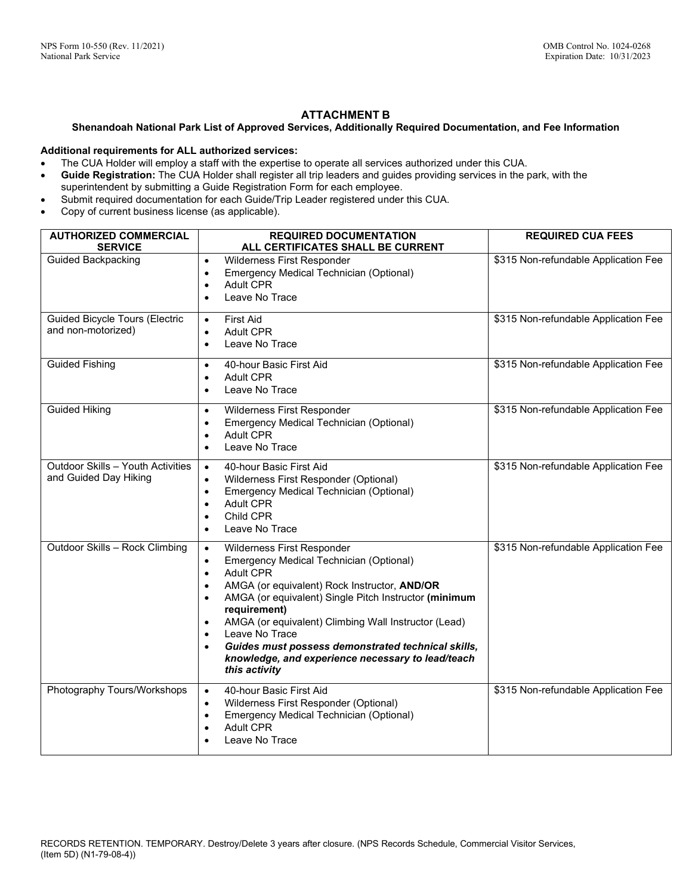## ATTACHMENT B

### Shenandoah National Park List of Approved Services, Additionally Required Documentation, and Fee Information

**Additional requirements for ALL authorized services:**

- The CUA Holder will employ a staff with the expertise to operate all services authorized under this CUA.
- **Guide Registration:** The CUA Holder shall register all trip leaders and guides providing services in the park, with the superintendent by submitting a Guide Registration Form for each employee.
- Submit required documentation for each Guide/Trip Leader registered under this CUA.
- Copy of current business license (as applicable).

| AUTHORIZED COMMERCIAL SERVICE | REQUIRED DOCUMENTATION ALL CERTIFICATES SHALL BE CURRENT | REQUIRED CUA FEES |
|---|---|---|
| Guided Backpacking | • Wilderness First Responder<br>• Emergency Medical Technician (Optional)<br>• Adult CPR<br>• Leave No Trace | $315 Non-refundable Application Fee |
| Guided Bicycle Tours (Electric and non-motorized) | • First Aid<br>• Adult CPR<br>• Leave No Trace | $315 Non-refundable Application Fee |
| Guided Fishing | • 40-hour Basic First Aid<br>• Adult CPR<br>• Leave No Trace | $315 Non-refundable Application Fee |
| Guided Hiking | • Wilderness First Responder<br>• Emergency Medical Technician (Optional)<br>• Adult CPR<br>• Leave No Trace | $315 Non-refundable Application Fee |
| Outdoor Skills – Youth Activities and Guided Day Hiking | • 40-hour Basic First Aid<br>• Wilderness First Responder (Optional)<br>• Emergency Medical Technician (Optional)<br>• Adult CPR<br>• Child CPR<br>• Leave No Trace | $315 Non-refundable Application Fee |
| Outdoor Skills – Rock Climbing | • Wilderness First Responder<br>• Emergency Medical Technician (Optional)<br>• Adult CPR<br>• AMGA (or equivalent) Rock Instructor, **AND/OR**<br>• AMGA (or equivalent) Single Pitch Instructor **(minimum requirement)**<br>• AMGA (or equivalent) Climbing Wall Instructor (Lead)<br>• Leave No Trace<br>• ***Guides must possess demonstrated technical skills, knowledge, and experience necessary to lead/teach this activity*** | $315 Non-refundable Application Fee |
| Photography Tours/Workshops | • 40-hour Basic First Aid<br>• Wilderness First Responder (Optional)<br>• Emergency Medical Technician (Optional)<br>• Adult CPR<br>• Leave No Trace | $315 Non-refundable Application Fee |

RECORDS RETENTION. TEMPORARY. Destroy/Delete 3 years after closure. (NPS Records Schedule, Commercial Visitor Services, (Item 5D) (N1-79-08-4))